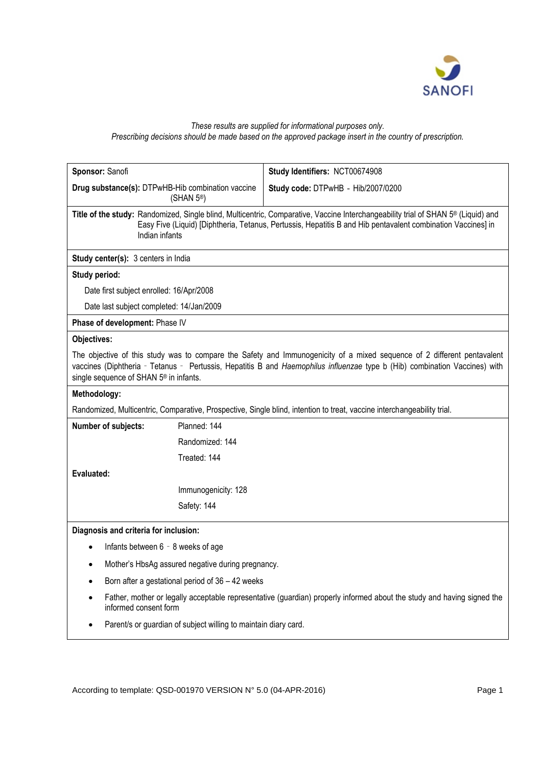*These results are supplied for informational purposes only.*
*Prescribing decisions should be made based on the approved package insert in the country of prescription.*

| **Sponsor:** Sanofi | **Study Identifiers:** NCT00674908 |
|---|---|
| **Drug substance(s):** DTPwHB-Hib combination vaccine (SHAN 5®) | **Study code:** DTPwHB - Hib/2007/0200 |

**Title of the study:** Randomized, Single blind, Multicentric, Comparative, Vaccine Interchangeability trial of SHAN 5® (Liquid) and Easy Five (Liquid) [Diphtheria, Tetanus, Pertussis, Hepatitis B and Hib pentavalent combination Vaccines] in Indian infants

**Study center(s):** 3 centers in India

**Study period:**

Date first subject enrolled: 16/Apr/2008

Date last subject completed: 14/Jan/2009

**Phase of development:** Phase IV

**Objectives:**

The objective of this study was to compare the Safety and Immunogenicity of a mixed sequence of 2 different pentavalent vaccines (Diphtheria - Tetanus - Pertussis, Hepatitis B and *Haemophilus influenzae* type b (Hib) combination Vaccines) with single sequence of SHAN 5® in infants.

**Methodology:**

Randomized, Multicentric, Comparative, Prospective, Single blind, intention to treat, vaccine interchangeability trial.

| **Number of subjects:** | Planned: 144 |
|---|---|
| | Randomized: 144 |
| | Treated: 144 |
| **Evaluated:** | |
| | Immunogenicity: 128 |
| | Safety: 144 |

**Diagnosis and criteria for inclusion:**

- Infants between 6 - 8 weeks of age
- Mother's HbsAg assured negative during pregnancy.
- Born after a gestational period of 36 – 42 weeks
- Father, mother or legally acceptable representative (guardian) properly informed about the study and having signed the informed consent form
- Parent/s or guardian of subject willing to maintain diary card.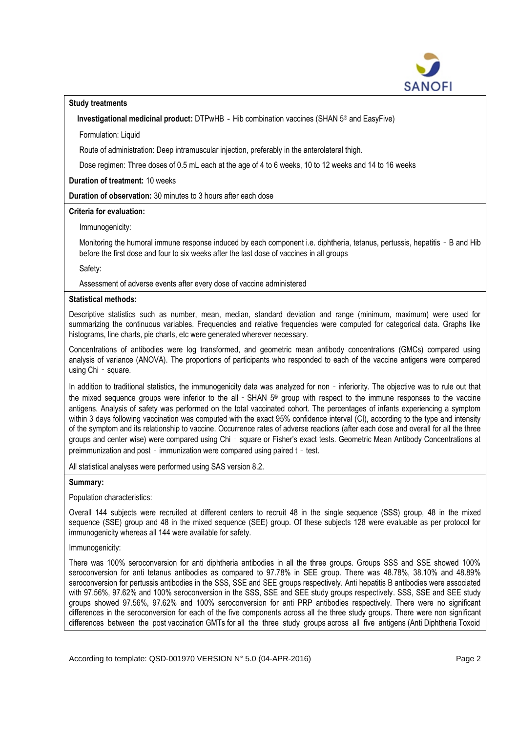**Study treatments**

**Investigational medicinal product:** DTPwHB - Hib combination vaccines (SHAN 5® and EasyFive)

Formulation: Liquid

Route of administration: Deep intramuscular injection, preferably in the anterolateral thigh.

Dose regimen: Three doses of 0.5 mL each at the age of 4 to 6 weeks, 10 to 12 weeks and 14 to 16 weeks

**Duration of treatment:** 10 weeks

**Duration of observation:** 30 minutes to 3 hours after each dose

**Criteria for evaluation:**

Immunogenicity:

Monitoring the humoral immune response induced by each component i.e. diphtheria, tetanus, pertussis, hepatitis - B and Hib before the first dose and four to six weeks after the last dose of vaccines in all groups

Safety:

Assessment of adverse events after every dose of vaccine administered

**Statistical methods:**

Descriptive statistics such as number, mean, median, standard deviation and range (minimum, maximum) were used for summarizing the continuous variables. Frequencies and relative frequencies were computed for categorical data. Graphs like histograms, line charts, pie charts, etc were generated wherever necessary.

Concentrations of antibodies were log transformed, and geometric mean antibody concentrations (GMCs) compared using analysis of variance (ANOVA). The proportions of participants who responded to each of the vaccine antigens were compared using Chi - square.

In addition to traditional statistics, the immunogenicity data was analyzed for non - inferiority. The objective was to rule out that the mixed sequence groups were inferior to the all - SHAN 5® group with respect to the immune responses to the vaccine antigens. Analysis of safety was performed on the total vaccinated cohort. The percentages of infants experiencing a symptom within 3 days following vaccination was computed with the exact 95% confidence interval (CI), according to the type and intensity of the symptom and its relationship to vaccine. Occurrence rates of adverse reactions (after each dose and overall for all the three groups and center wise) were compared using Chi - square or Fisher's exact tests. Geometric Mean Antibody Concentrations at preimmunization and post - immunization were compared using paired t - test.

All statistical analyses were performed using SAS version 8.2.

**Summary:**

Population characteristics:

Overall 144 subjects were recruited at different centers to recruit 48 in the single sequence (SSS) group, 48 in the mixed sequence (SSE) group and 48 in the mixed sequence (SEE) group. Of these subjects 128 were evaluable as per protocol for immunogenicity whereas all 144 were available for safety.

Immunogenicity:

There was 100% seroconversion for anti diphtheria antibodies in all the three groups. Groups SSS and SSE showed 100% seroconversion for anti tetanus antibodies as compared to 97.78% in SEE group. There was 48.78%, 38.10% and 48.89% seroconversion for pertussis antibodies in the SSS, SSE and SEE groups respectively. Anti hepatitis B antibodies were associated with 97.56%, 97.62% and 100% seroconversion in the SSS, SSE and SEE study groups respectively. SSS, SSE and SEE study groups showed 97.56%, 97.62% and 100% seroconversion for anti PRP antibodies respectively. There were no significant differences in the seroconversion for each of the five components across all the three study groups. There were non significant differences between the post vaccination GMTs for all the three study groups across all five antigens (Anti Diphtheria Toxoid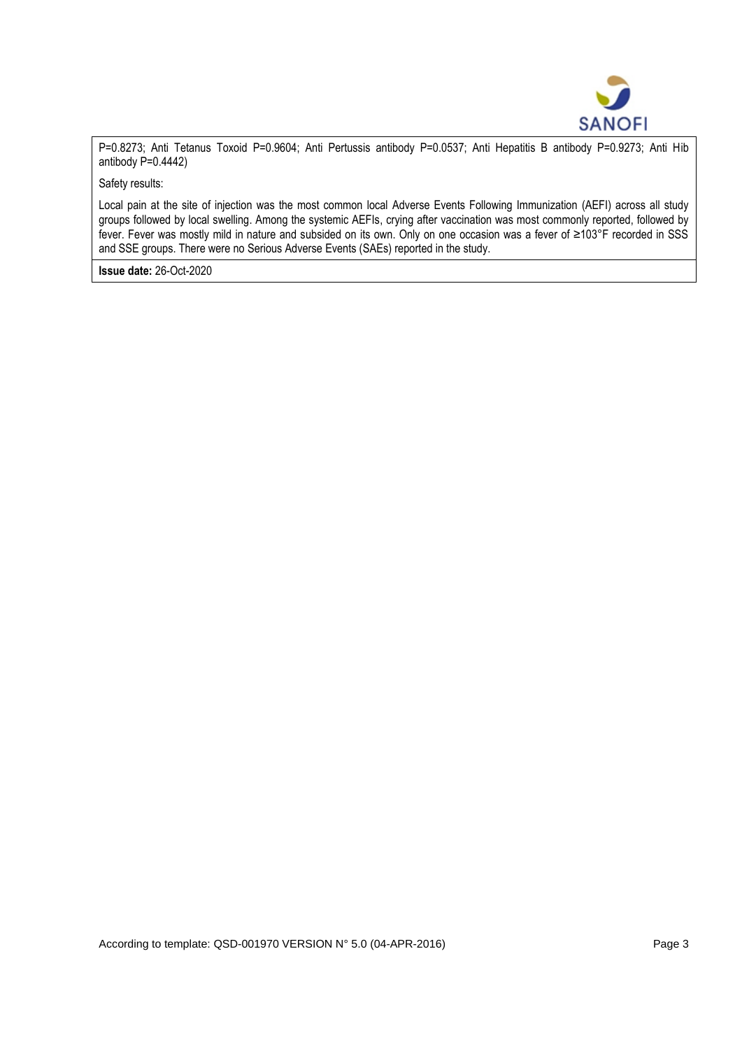P=0.8273; Anti Tetanus Toxoid P=0.9604; Anti Pertussis antibody P=0.0537; Anti Hepatitis B antibody P=0.9273; Anti Hib antibody P=0.4442)

Safety results:

Local pain at the site of injection was the most common local Adverse Events Following Immunization (AEFI) across all study groups followed by local swelling. Among the systemic AEFIs, crying after vaccination was most commonly reported, followed by fever. Fever was mostly mild in nature and subsided on its own. Only on one occasion was a fever of ≥103°F recorded in SSS and SSE groups. There were no Serious Adverse Events (SAEs) reported in the study.

**Issue date:** 26-Oct-2020